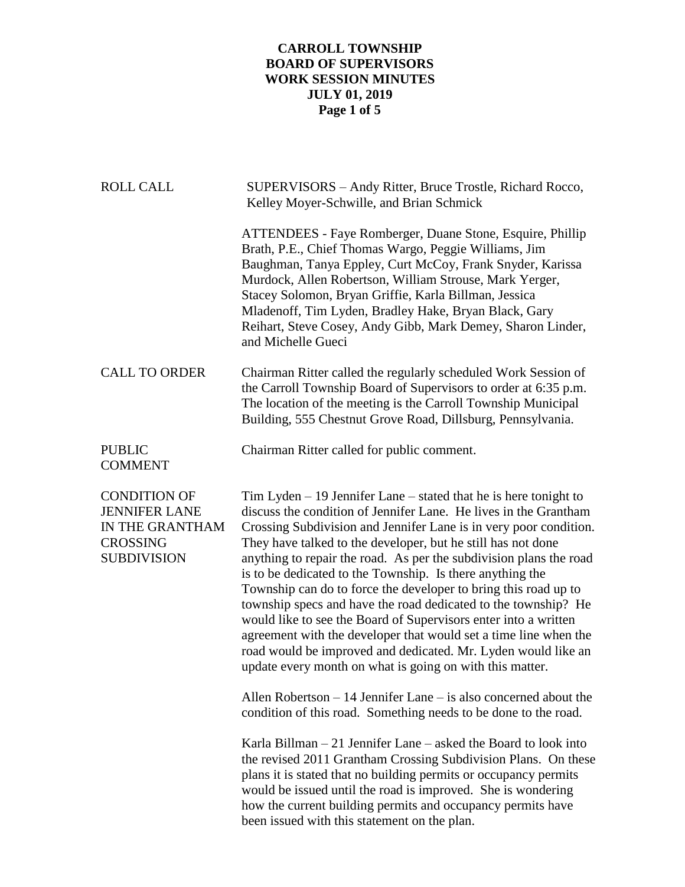# CARROLL TOWNSHIP
## BOARD OF SUPERVISORS
## WORK SESSION MINUTES
## JULY 01, 2019

**ROLL CALL**

SUPERVISORS – Andy Ritter, Bruce Trostle, Richard Rocco, Kelley Moyer-Schwille, and Brian Schmick

ATTENDEES - Faye Romberger, Duane Stone, Esquire, Phillip Brath, P.E., Chief Thomas Wargo, Peggie Williams, Jim Baughman, Tanya Eppley, Curt McCoy, Frank Snyder, Karissa Murdock, Allen Robertson, William Strouse, Mark Yerger, Stacey Solomon, Bryan Griffie, Karla Billman, Jessica Mladenoff, Tim Lyden, Bradley Hake, Bryan Black, Gary Reihart, Steve Cosey, Andy Gibb, Mark Demey, Sharon Linder, and Michelle Gueci

**CALL TO ORDER**

Chairman Ritter called the regularly scheduled Work Session of the Carroll Township Board of Supervisors to order at 6:35 p.m. The location of the meeting is the Carroll Township Municipal Building, 555 Chestnut Grove Road, Dillsburg, Pennsylvania.

**PUBLIC COMMENT**

Chairman Ritter called for public comment.

**CONDITION OF JENNIFER LANE IN THE GRANTHAM CROSSING SUBDIVISION**

Tim Lyden – 19 Jennifer Lane – stated that he is here tonight to discuss the condition of Jennifer Lane. He lives in the Grantham Crossing Subdivision and Jennifer Lane is in very poor condition. They have talked to the developer, but he still has not done anything to repair the road. As per the subdivision plans the road is to be dedicated to the Township. Is there anything the Township can do to force the developer to bring this road up to township specs and have the road dedicated to the township? He would like to see the Board of Supervisors enter into a written agreement with the developer that would set a time line when the road would be improved and dedicated. Mr. Lyden would like an update every month on what is going on with this matter.

Allen Robertson – 14 Jennifer Lane – is also concerned about the condition of this road. Something needs to be done to the road.

Karla Billman – 21 Jennifer Lane – asked the Board to look into the revised 2011 Grantham Crossing Subdivision Plans. On these plans it is stated that no building permits or occupancy permits would be issued until the road is improved. She is wondering how the current building permits and occupancy permits have been issued with this statement on the plan.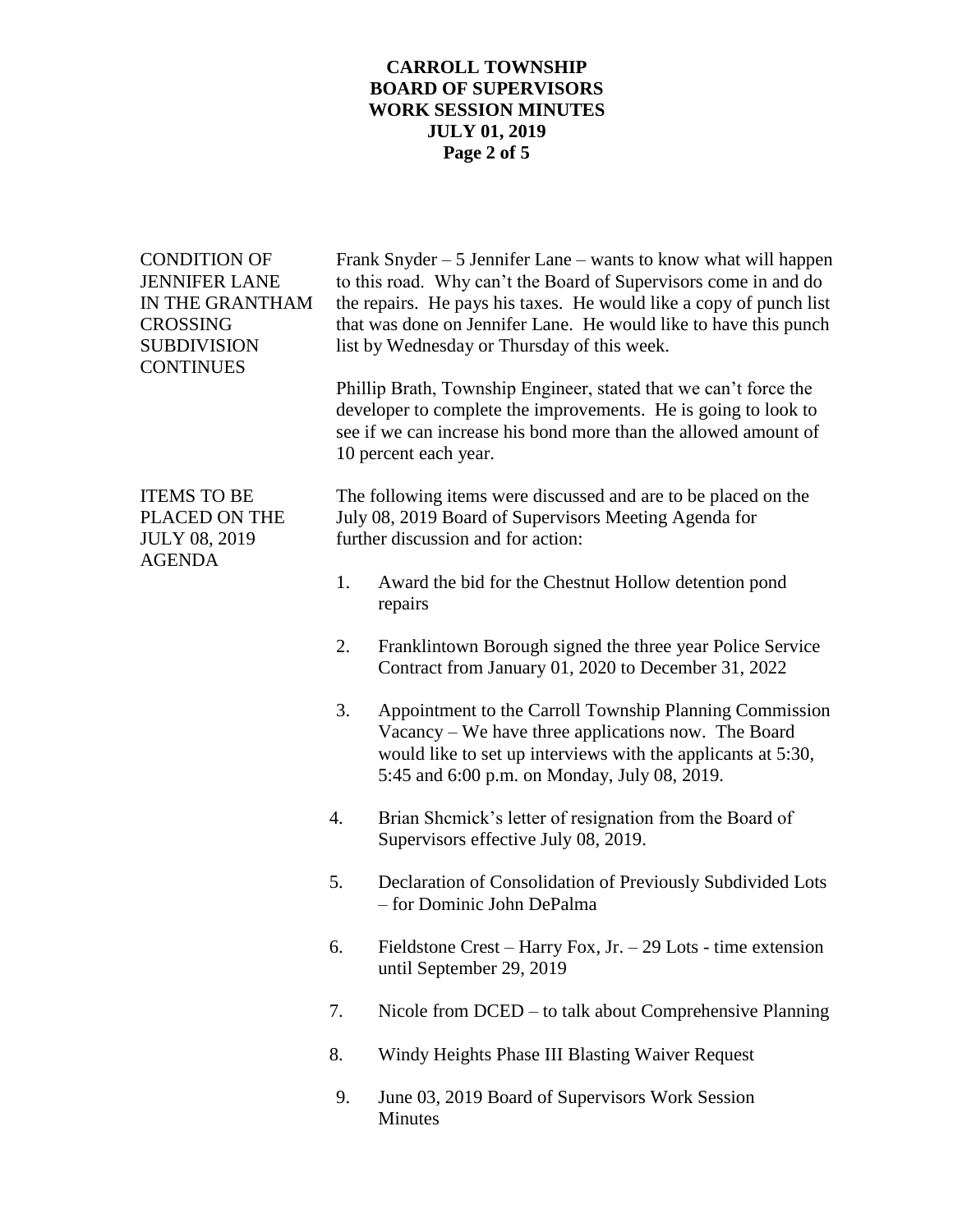**CONDITION OF JENNIFER LANE IN THE GRANTHAM CROSSING SUBDIVISION CONTINUES**

Frank Snyder – 5 Jennifer Lane – wants to know what will happen to this road. Why can't the Board of Supervisors come in and do the repairs. He pays his taxes. He would like a copy of punch list that was done on Jennifer Lane. He would like to have this punch list by Wednesday or Thursday of this week.

Phillip Brath, Township Engineer, stated that we can't force the developer to complete the improvements. He is going to look to see if we can increase his bond more than the allowed amount of 10 percent each year.

**ITEMS TO BE PLACED ON THE JULY 08, 2019 AGENDA**

The following items were discussed and are to be placed on the July 08, 2019 Board of Supervisors Meeting Agenda for further discussion and for action:

1. Award the bid for the Chestnut Hollow detention pond repairs

2. Franklintown Borough signed the three year Police Service Contract from January 01, 2020 to December 31, 2022

3. Appointment to the Carroll Township Planning Commission Vacancy – We have three applications now. The Board would like to set up interviews with the applicants at 5:30, 5:45 and 6:00 p.m. on Monday, July 08, 2019.

4. Brian Shcmick's letter of resignation from the Board of Supervisors effective July 08, 2019.

5. Declaration of Consolidation of Previously Subdivided Lots – for Dominic John DePalma

6. Fieldstone Crest – Harry Fox, Jr. – 29 Lots - time extension until September 29, 2019

7. Nicole from DCED – to talk about Comprehensive Planning

8. Windy Heights Phase III Blasting Waiver Request

9. June 03, 2019 Board of Supervisors Work Session Minutes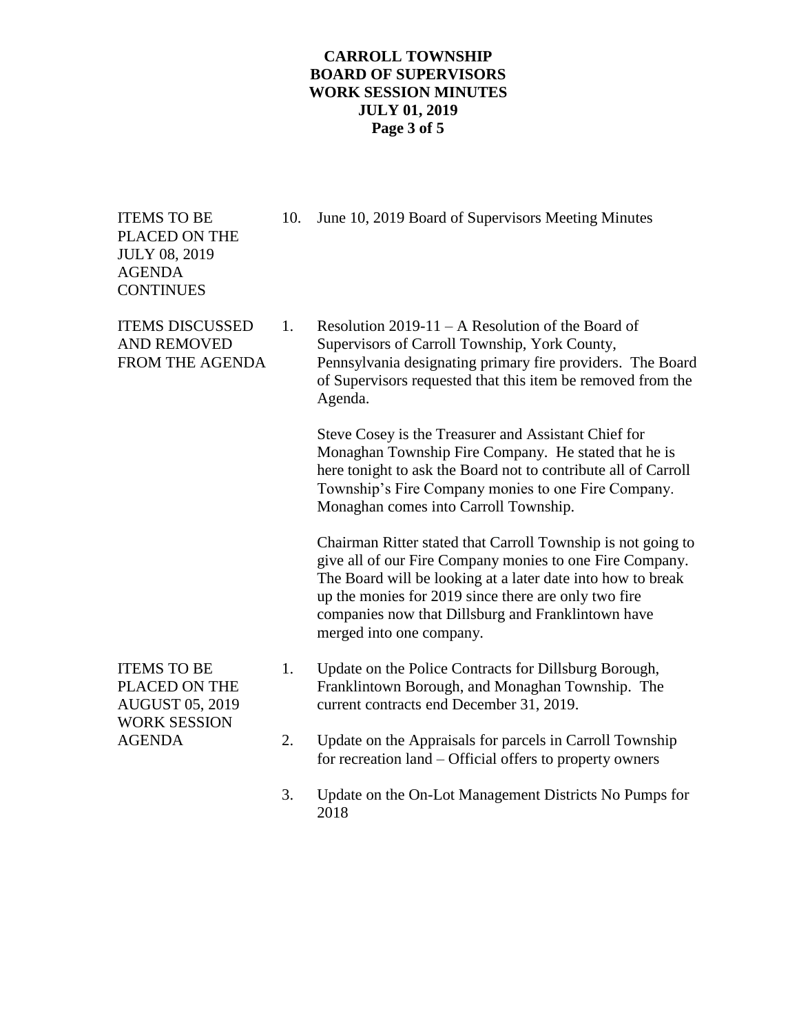**ITEMS TO BE PLACED ON THE JULY 08, 2019 AGENDA CONTINUES**

10. June 10, 2019 Board of Supervisors Meeting Minutes

**ITEMS DISCUSSED AND REMOVED FROM THE AGENDA**

1. Resolution 2019-11 – A Resolution of the Board of Supervisors of Carroll Township, York County, Pennsylvania designating primary fire providers. The Board of Supervisors requested that this item be removed from the Agenda.

   Steve Cosey is the Treasurer and Assistant Chief for Monaghan Township Fire Company. He stated that he is here tonight to ask the Board not to contribute all of Carroll Township's Fire Company monies to one Fire Company. Monaghan comes into Carroll Township.

   Chairman Ritter stated that Carroll Township is not going to give all of our Fire Company monies to one Fire Company. The Board will be looking at a later date into how to break up the monies for 2019 since there are only two fire companies now that Dillsburg and Franklintown have merged into one company.

**ITEMS TO BE PLACED ON THE AUGUST 05, 2019 WORK SESSION AGENDA**

1. Update on the Police Contracts for Dillsburg Borough, Franklintown Borough, and Monaghan Township. The current contracts end December 31, 2019.

2. Update on the Appraisals for parcels in Carroll Township for recreation land – Official offers to property owners

3. Update on the On-Lot Management Districts No Pumps for 2018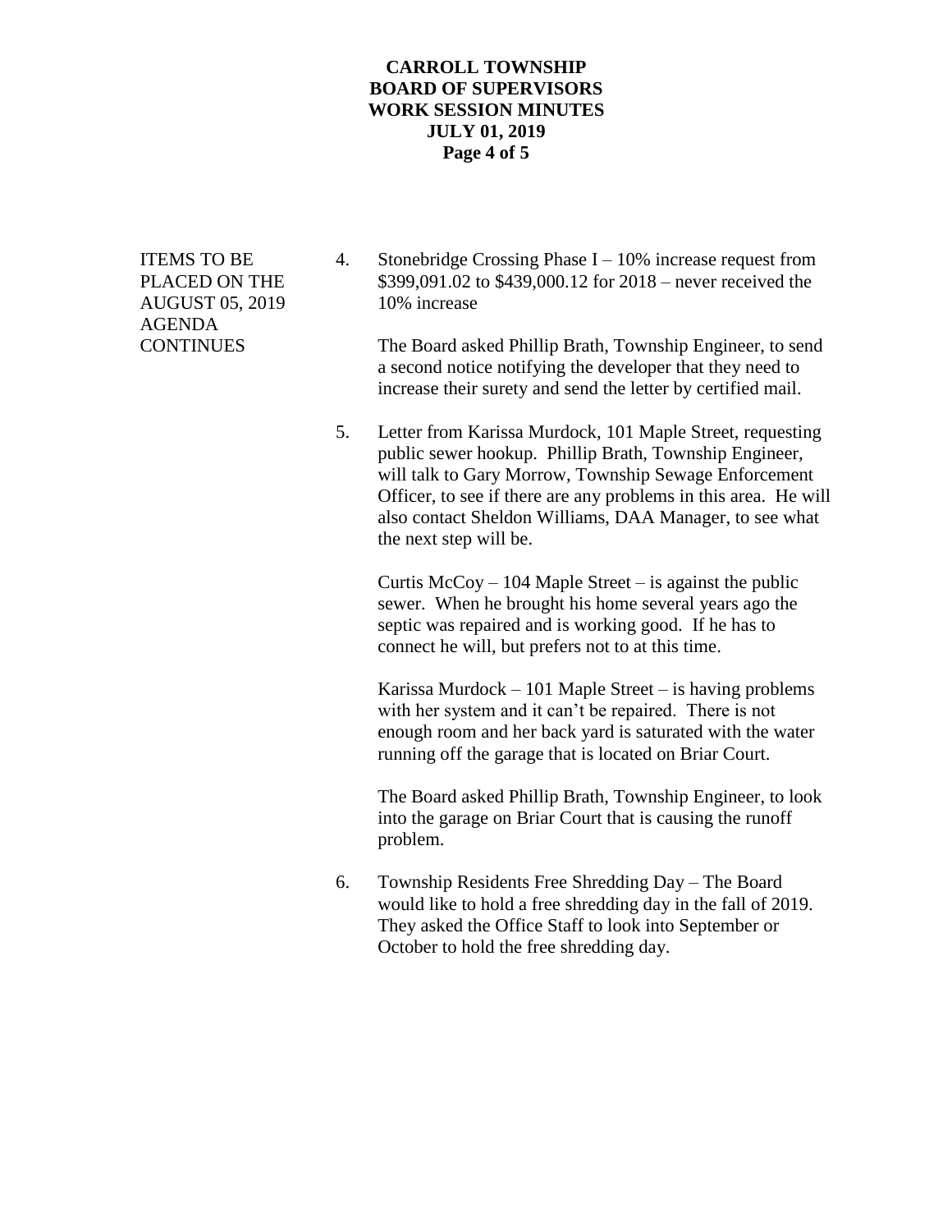**CARROLL TOWNSHIP**
**BOARD OF SUPERVISORS**
**WORK SESSION MINUTES**
**JULY 01, 2019**

ITEMS TO BE PLACED ON THE AUGUST 05, 2019 AGENDA CONTINUES

4. Stonebridge Crossing Phase I – 10% increase request from $399,091.02 to $439,000.12 for 2018 – never received the 10% increase

   The Board asked Phillip Brath, Township Engineer, to send a second notice notifying the developer that they need to increase their surety and send the letter by certified mail.

5. Letter from Karissa Murdock, 101 Maple Street, requesting public sewer hookup. Phillip Brath, Township Engineer, will talk to Gary Morrow, Township Sewage Enforcement Officer, to see if there are any problems in this area. He will also contact Sheldon Williams, DAA Manager, to see what the next step will be.

   Curtis McCoy – 104 Maple Street – is against the public sewer. When he brought his home several years ago the septic was repaired and is working good. If he has to connect he will, but prefers not to at this time.

   Karissa Murdock – 101 Maple Street – is having problems with her system and it can't be repaired. There is not enough room and her back yard is saturated with the water running off the garage that is located on Briar Court.

   The Board asked Phillip Brath, Township Engineer, to look into the garage on Briar Court that is causing the runoff problem.

6. Township Residents Free Shredding Day – The Board would like to hold a free shredding day in the fall of 2019. They asked the Office Staff to look into September or October to hold the free shredding day.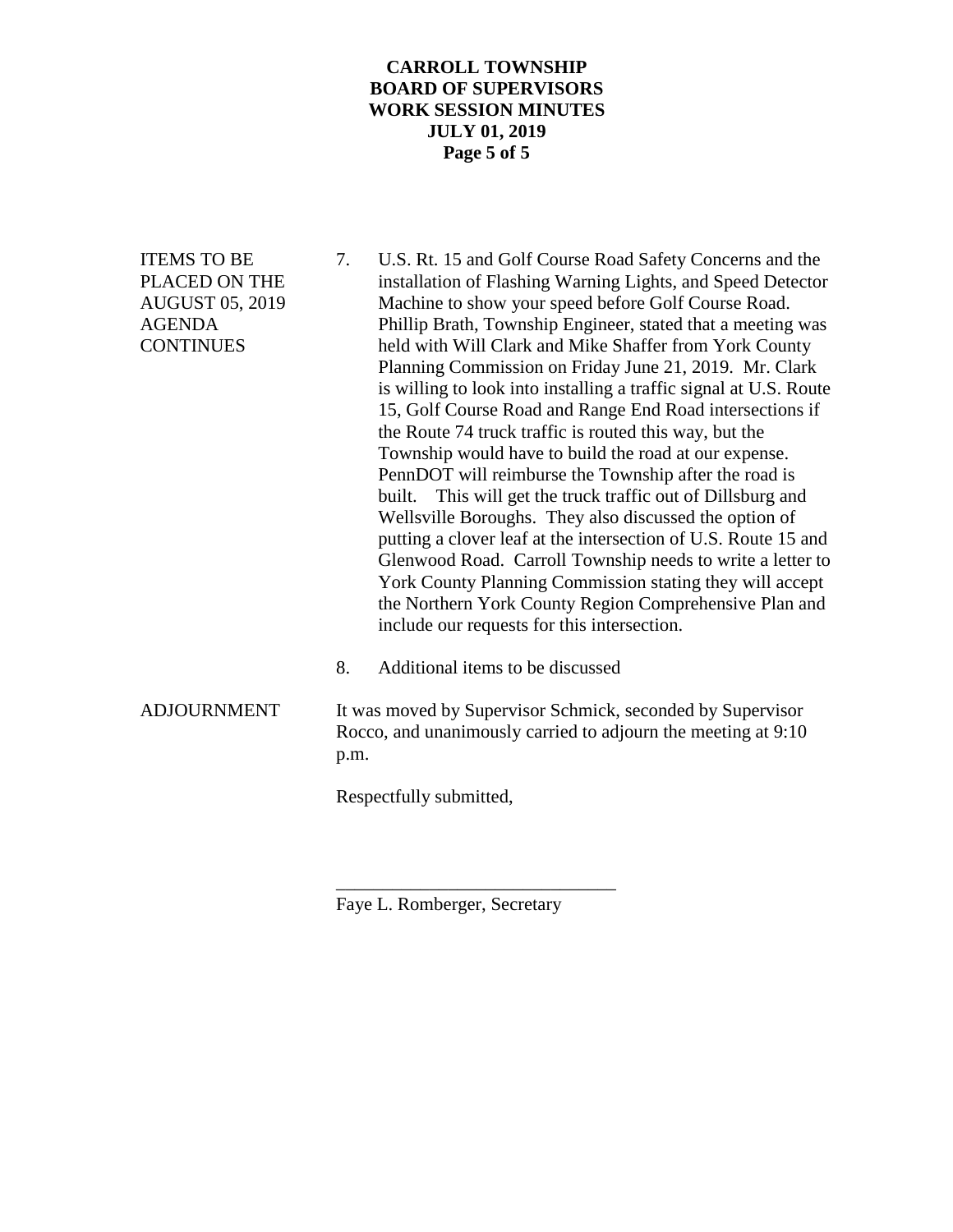ITEMS TO BE PLACED ON THE AUGUST 05, 2019 AGENDA CONTINUES

7. U.S. Rt. 15 and Golf Course Road Safety Concerns and the installation of Flashing Warning Lights, and Speed Detector Machine to show your speed before Golf Course Road. Phillip Brath, Township Engineer, stated that a meeting was held with Will Clark and Mike Shaffer from York County Planning Commission on Friday June 21, 2019. Mr. Clark is willing to look into installing a traffic signal at U.S. Route 15, Golf Course Road and Range End Road intersections if the Route 74 truck traffic is routed this way, but the Township would have to build the road at our expense. PennDOT will reimburse the Township after the road is built. This will get the truck traffic out of Dillsburg and Wellsville Boroughs. They also discussed the option of putting a clover leaf at the intersection of U.S. Route 15 and Glenwood Road. Carroll Township needs to write a letter to York County Planning Commission stating they will accept the Northern York County Region Comprehensive Plan and include our requests for this intersection.

8. Additional items to be discussed

ADJOURNMENT

It was moved by Supervisor Schmick, seconded by Supervisor Rocco, and unanimously carried to adjourn the meeting at 9:10 p.m.

Respectfully submitted,

______________________________
Faye L. Romberger, Secretary